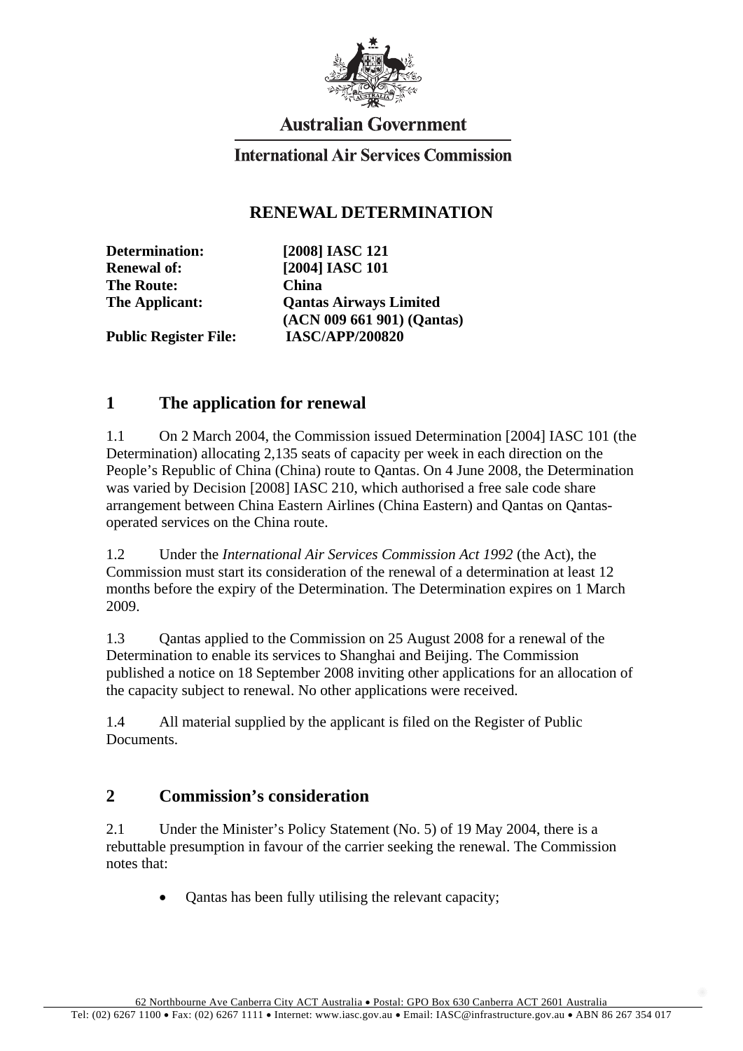**Australian Government**

**International Air Services Commission**

# RENEWAL DETERMINATION

| | |
|---|---|
| **Determination:** | **[2008] IASC 121** |
| **Renewal of:** | **[2004] IASC 101** |
| **The Route:** | **China** |
| **The Applicant:** | **Qantas Airways Limited (ACN 009 661 901) (Qantas)** |
| **Public Register File:** | **IASC/APP/200820** |

## 1 The application for renewal

1.1 On 2 March 2004, the Commission issued Determination [2004] IASC 101 (the Determination) allocating 2,135 seats of capacity per week in each direction on the People's Republic of China (China) route to Qantas. On 4 June 2008, the Determination was varied by Decision [2008] IASC 210, which authorised a free sale code share arrangement between China Eastern Airlines (China Eastern) and Qantas on Qantas-operated services on the China route.

1.2 Under the *International Air Services Commission Act 1992* (the Act), the Commission must start its consideration of the renewal of a determination at least 12 months before the expiry of the Determination. The Determination expires on 1 March 2009.

1.3 Qantas applied to the Commission on 25 August 2008 for a renewal of the Determination to enable its services to Shanghai and Beijing. The Commission published a notice on 18 September 2008 inviting other applications for an allocation of the capacity subject to renewal. No other applications were received.

1.4 All material supplied by the applicant is filed on the Register of Public Documents.

## 2 Commission's consideration

2.1 Under the Minister's Policy Statement (No. 5) of 19 May 2004, there is a rebuttable presumption in favour of the carrier seeking the renewal. The Commission notes that:

- Qantas has been fully utilising the relevant capacity;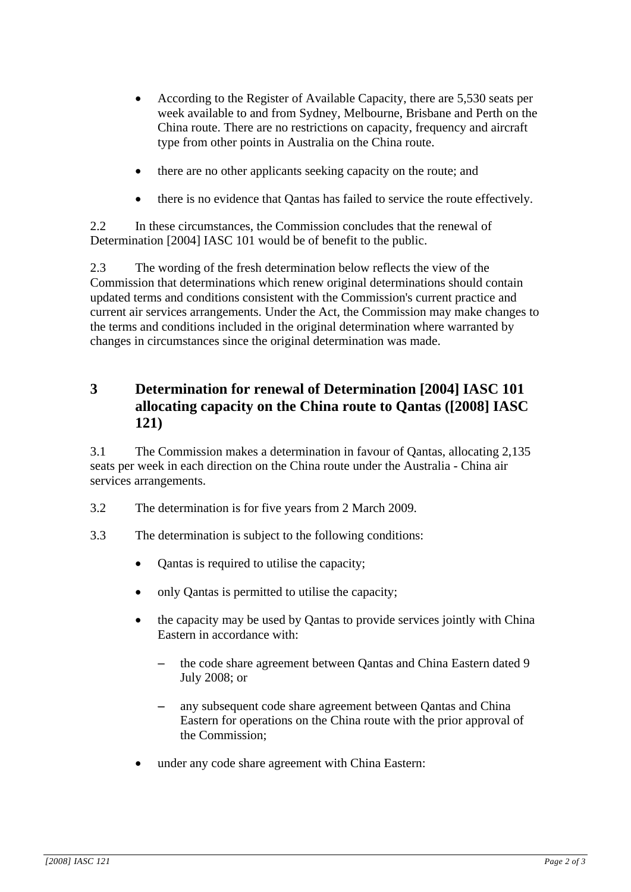- According to the Register of Available Capacity, there are 5,530 seats per week available to and from Sydney, Melbourne, Brisbane and Perth on the China route. There are no restrictions on capacity, frequency and aircraft type from other points in Australia on the China route.
- there are no other applicants seeking capacity on the route; and
- there is no evidence that Qantas has failed to service the route effectively.

2.2 In these circumstances, the Commission concludes that the renewal of Determination [2004] IASC 101 would be of benefit to the public.

2.3 The wording of the fresh determination below reflects the view of the Commission that determinations which renew original determinations should contain updated terms and conditions consistent with the Commission's current practice and current air services arrangements. Under the Act, the Commission may make changes to the terms and conditions included in the original determination where warranted by changes in circumstances since the original determination was made.

## 3 Determination for renewal of Determination [2004] IASC 101 allocating capacity on the China route to Qantas ([2008] IASC 121)

3.1 The Commission makes a determination in favour of Qantas, allocating 2,135 seats per week in each direction on the China route under the Australia - China air services arrangements.

3.2 The determination is for five years from 2 March 2009.

3.3 The determination is subject to the following conditions:

- Qantas is required to utilise the capacity;
- only Qantas is permitted to utilise the capacity;
- the capacity may be used by Qantas to provide services jointly with China Eastern in accordance with:
  - the code share agreement between Qantas and China Eastern dated 9 July 2008; or
  - any subsequent code share agreement between Qantas and China Eastern for operations on the China route with the prior approval of the Commission;
- under any code share agreement with China Eastern: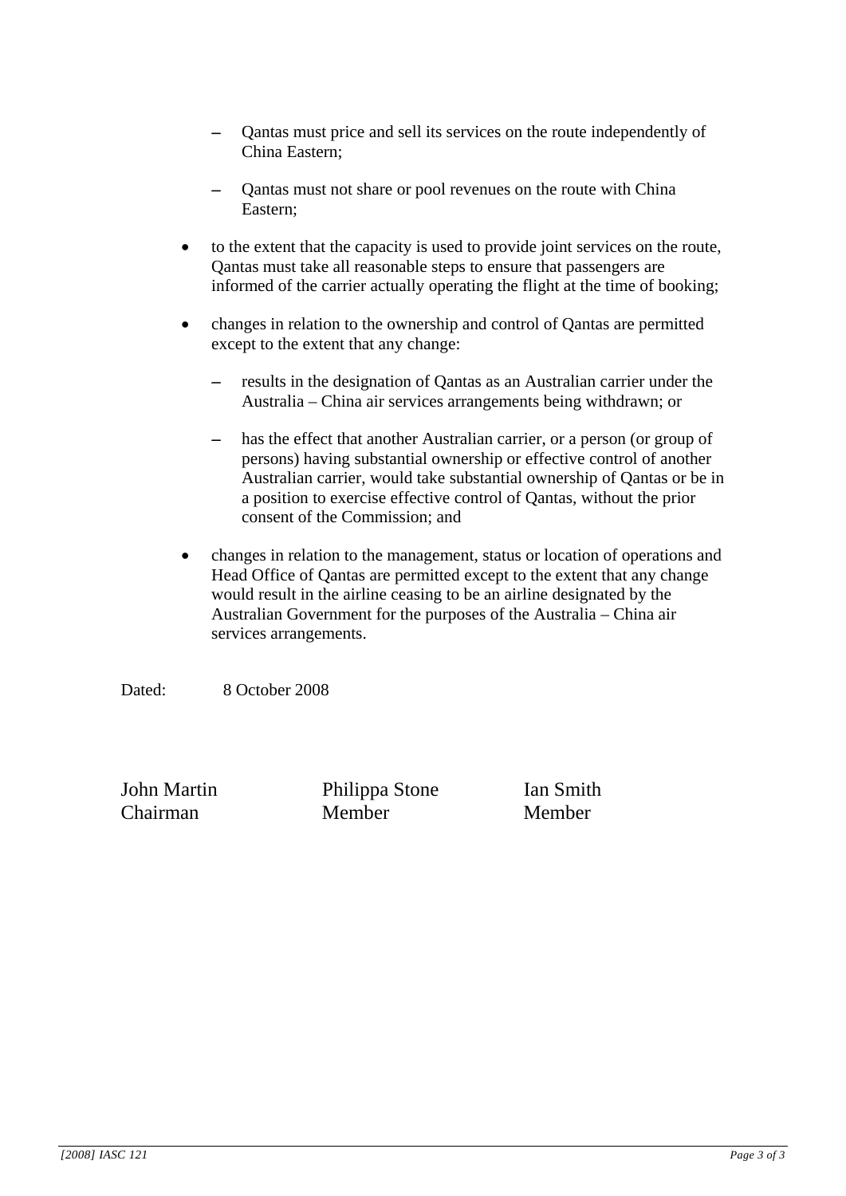- Qantas must price and sell its services on the route independently of China Eastern;

  - Qantas must not share or pool revenues on the route with China Eastern;

- to the extent that the capacity is used to provide joint services on the route, Qantas must take all reasonable steps to ensure that passengers are informed of the carrier actually operating the flight at the time of booking;

- changes in relation to the ownership and control of Qantas are permitted except to the extent that any change:

  - results in the designation of Qantas as an Australian carrier under the Australia – China air services arrangements being withdrawn; or

  - has the effect that another Australian carrier, or a person (or group of persons) having substantial ownership or effective control of another Australian carrier, would take substantial ownership of Qantas or be in a position to exercise effective control of Qantas, without the prior consent of the Commission; and

- changes in relation to the management, status or location of operations and Head Office of Qantas are permitted except to the extent that any change would result in the airline ceasing to be an airline designated by the Australian Government for the purposes of the Australia – China air services arrangements.

Dated: 8 October 2008

| | | |
|---|---|---|
| John Martin | Philippa Stone | Ian Smith |
| Chairman | Member | Member |